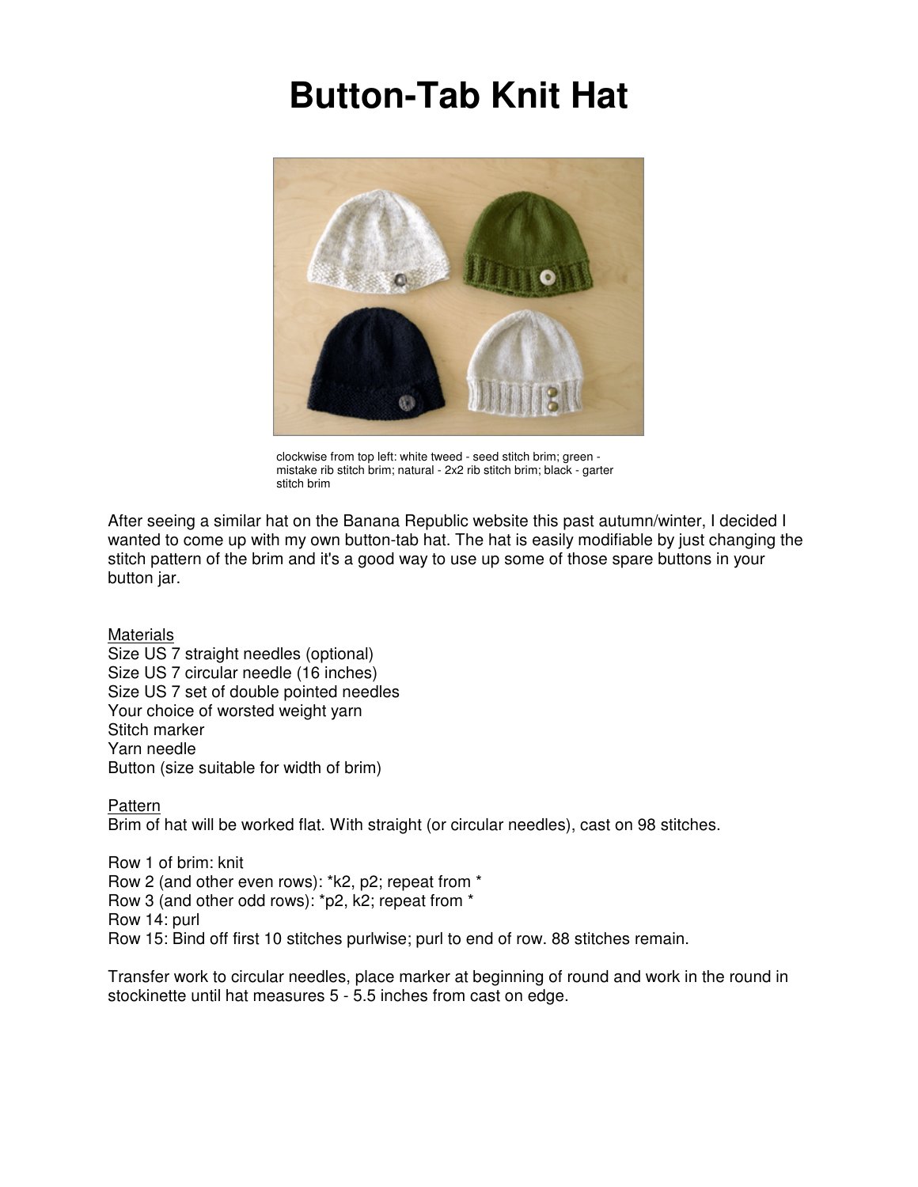# Button-Tab Knit Hat

clockwise from top left: white tweed - seed stitch brim; green - mistake rib stitch brim; natural - 2x2 rib stitch brim; black - garter stitch brim

After seeing a similar hat on the Banana Republic website this past autumn/winter, I decided I wanted to come up with my own button-tab hat. The hat is easily modifiable by just changing the stitch pattern of the brim and it's a good way to use up some of those spare buttons in your button jar.

<u>Materials</u>

Size US 7 straight needles (optional)
Size US 7 circular needle (16 inches)
Size US 7 set of double pointed needles
Your choice of worsted weight yarn
Stitch marker
Yarn needle
Button (size suitable for width of brim)

<u>Pattern</u>

Brim of hat will be worked flat. With straight (or circular needles), cast on 98 stitches.

Row 1 of brim: knit
Row 2 (and other even rows): *k2, p2; repeat from *
Row 3 (and other odd rows): *p2, k2; repeat from *
Row 14: purl
Row 15: Bind off first 10 stitches purlwise; purl to end of row. 88 stitches remain.

Transfer work to circular needles, place marker at beginning of round and work in the round in stockinette until hat measures 5 - 5.5 inches from cast on edge.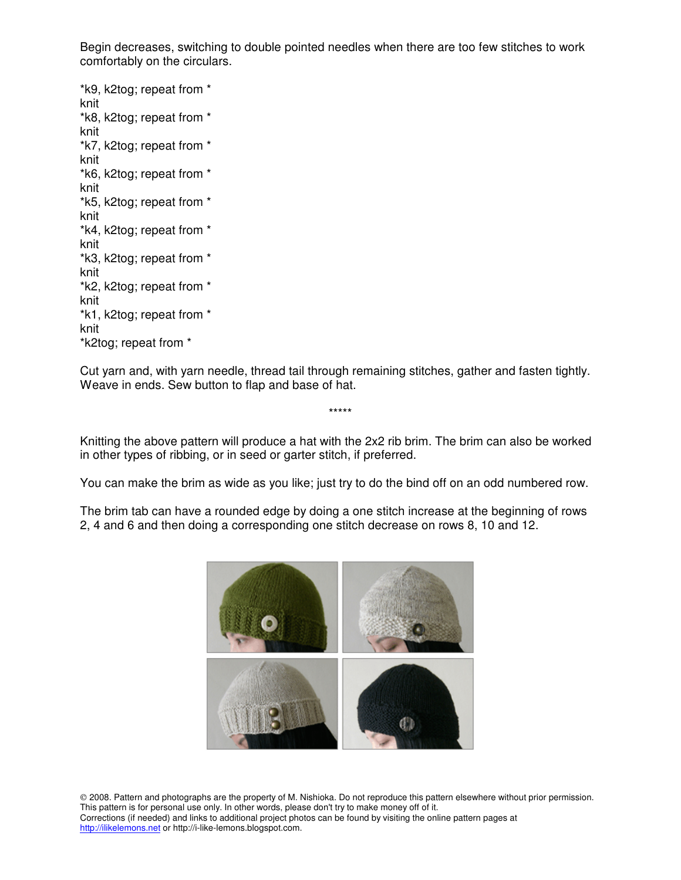Begin decreases, switching to double pointed needles when there are too few stitches to work comfortably on the circulars.

*k9, k2tog; repeat from *
knit
*k8, k2tog; repeat from *
knit
*k7, k2tog; repeat from *
knit
*k6, k2tog; repeat from *
knit
*k5, k2tog; repeat from *
knit
*k4, k2tog; repeat from *
knit
*k3, k2tog; repeat from *
knit
*k2, k2tog; repeat from *
knit
*k1, k2tog; repeat from *
knit
*k2tog; repeat from *

Cut yarn and, with yarn needle, thread tail through remaining stitches, gather and fasten tightly. Weave in ends. Sew button to flap and base of hat.

*****

Knitting the above pattern will produce a hat with the 2x2 rib brim. The brim can also be worked in other types of ribbing, or in seed or garter stitch, if preferred.

You can make the brim as wide as you like; just try to do the bind off on an odd numbered row.

The brim tab can have a rounded edge by doing a one stitch increase at the beginning of rows 2, 4 and 6 and then doing a corresponding one stitch decrease on rows 8, 10 and 12.

© 2008. Pattern and photographs are the property of M. Nishioka. Do not reproduce this pattern elsewhere without prior permission. This pattern is for personal use only. In other words, please don't try to make money off of it.
Corrections (if needed) and links to additional project photos can be found by visiting the online pattern pages at http://ilikelemons.net or http://i-like-lemons.blogspot.com.